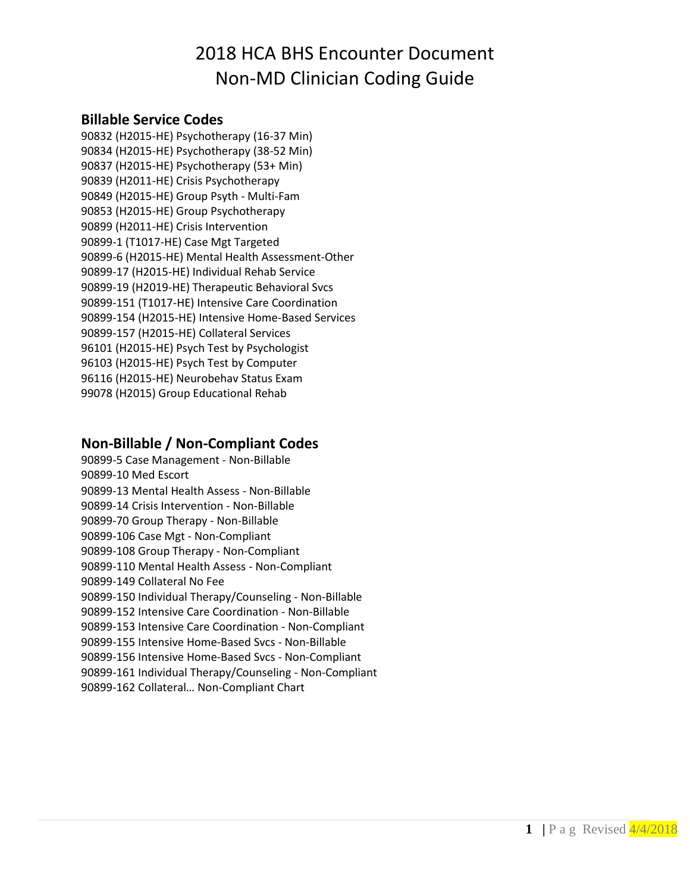# 2018 HCA BHS Encounter Document
# Non-MD Clinician Coding Guide

## Billable Service Codes

90832 (H2015-HE) Psychotherapy (16-37 Min)
90834 (H2015-HE) Psychotherapy (38-52 Min)
90837 (H2015-HE) Psychotherapy (53+ Min)
90839 (H2011-HE) Crisis Psychotherapy
90849 (H2015-HE) Group Psyth - Multi-Fam
90853 (H2015-HE) Group Psychotherapy
90899 (H2011-HE) Crisis Intervention
90899-1 (T1017-HE) Case Mgt Targeted
90899-6 (H2015-HE) Mental Health Assessment-Other
90899-17 (H2015-HE) Individual Rehab Service
90899-19 (H2019-HE) Therapeutic Behavioral Svcs
90899-151 (T1017-HE) Intensive Care Coordination
90899-154 (H2015-HE) Intensive Home-Based Services
90899-157 (H2015-HE) Collateral Services
96101 (H2015-HE) Psych Test by Psychologist
96103 (H2015-HE) Psych Test by Computer
96116 (H2015-HE) Neurobehav Status Exam
99078 (H2015) Group Educational Rehab

## Non-Billable / Non-Compliant Codes

90899-5 Case Management - Non-Billable
90899-10 Med Escort
90899-13 Mental Health Assess - Non-Billable
90899-14 Crisis Intervention - Non-Billable
90899-70 Group Therapy - Non-Billable
90899-106 Case Mgt - Non-Compliant
90899-108 Group Therapy - Non-Compliant
90899-110 Mental Health Assess - Non-Compliant
90899-149 Collateral No Fee
90899-150 Individual Therapy/Counseling - Non-Billable
90899-152 Intensive Care Coordination - Non-Billable
90899-153 Intensive Care Coordination - Non-Compliant
90899-155 Intensive Home-Based Svcs - Non-Billable
90899-156 Intensive Home-Based Svcs - Non-Compliant
90899-161 Individual Therapy/Counseling - Non-Compliant
90899-162 Collateral… Non-Compliant Chart

Revised 4/4/2018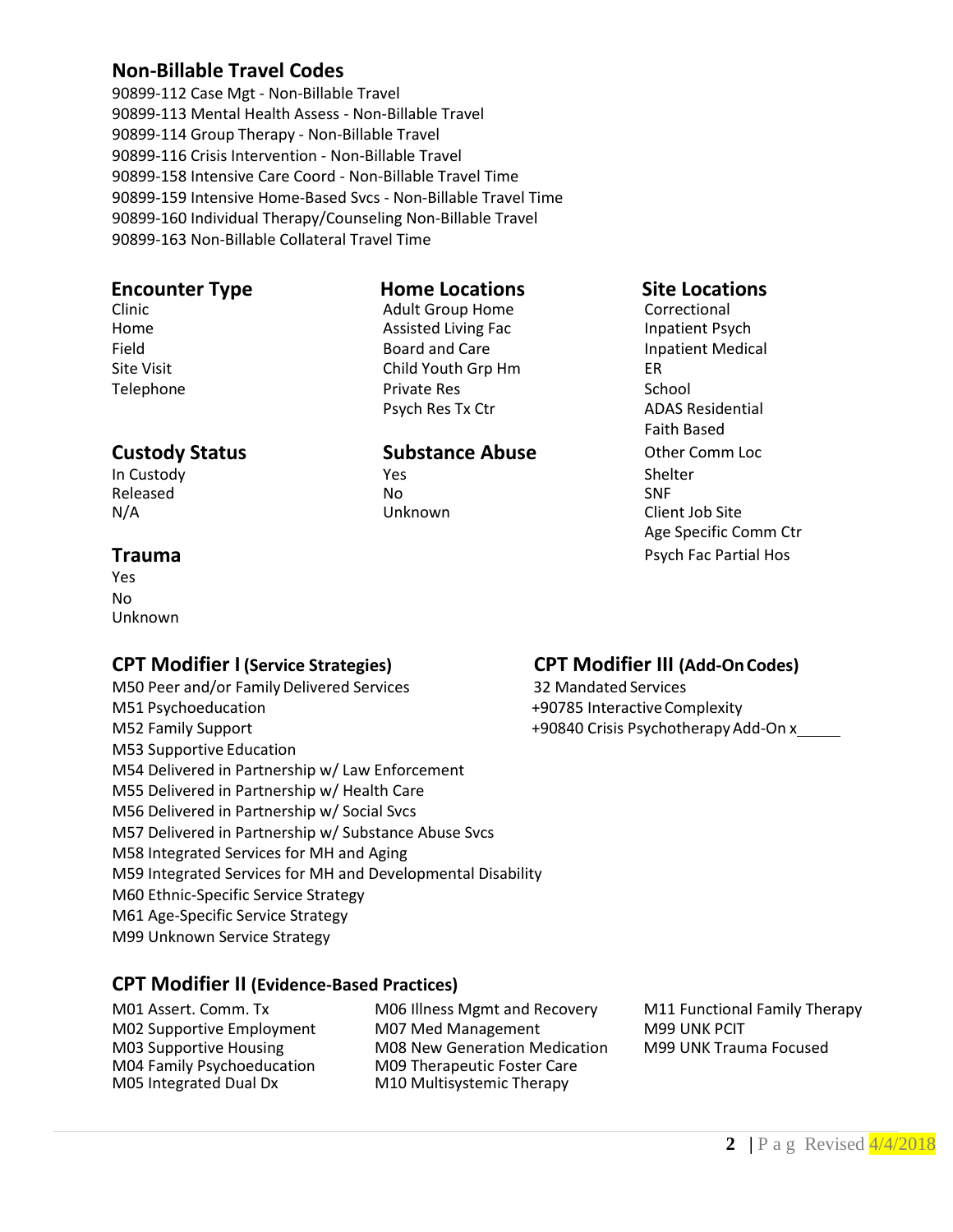## Non-Billable Travel Codes

90899-112 Case Mgt - Non-Billable Travel
90899-113 Mental Health Assess - Non-Billable Travel
90899-114 Group Therapy - Non-Billable Travel
90899-116 Crisis Intervention - Non-Billable Travel
90899-158 Intensive Care Coord - Non-Billable Travel Time
90899-159 Intensive Home-Based Svcs - Non-Billable Travel Time
90899-160 Individual Therapy/Counseling Non-Billable Travel
90899-163 Non-Billable Collateral Travel Time

## Encounter Type

Clinic
Home
Field
Site Visit
Telephone

## Home Locations

Adult Group Home
Assisted Living Fac
Board and Care
Child Youth Grp Hm
Private Res
Psych Res Tx Ctr

## Site Locations

Correctional
Inpatient Psych
Inpatient Medical
ER
School
ADAS Residential
Faith Based
Other Comm Loc
Shelter
SNF
Client Job Site
Age Specific Comm Ctr
Psych Fac Partial Hos

## Custody Status

In Custody
Released
N/A

## Substance Abuse

Yes
No
Unknown

## Trauma

Yes
No
Unknown

## CPT Modifier I (Service Strategies)

M50 Peer and/or Family Delivered Services
M51 Psychoeducation
M52 Family Support
M53 Supportive Education
M54 Delivered in Partnership w/ Law Enforcement
M55 Delivered in Partnership w/ Health Care
M56 Delivered in Partnership w/ Social Svcs
M57 Delivered in Partnership w/ Substance Abuse Svcs
M58 Integrated Services for MH and Aging
M59 Integrated Services for MH and Developmental Disability
M60 Ethnic-Specific Service Strategy
M61 Age-Specific Service Strategy
M99 Unknown Service Strategy

## CPT Modifier III (Add-On Codes)

32 Mandated Services
+90785 Interactive Complexity
+90840 Crisis Psychotherapy Add-On x_____

## CPT Modifier II (Evidence-Based Practices)

M01 Assert. Comm. Tx
M02 Supportive Employment
M03 Supportive Housing
M04 Family Psychoeducation
M05 Integrated Dual Dx
M06 Illness Mgmt and Recovery
M07 Med Management
M08 New Generation Medication
M09 Therapeutic Foster Care
M10 Multisystemic Therapy
M11 Functional Family Therapy
M99 UNK PCIT
M99 UNK Trauma Focused